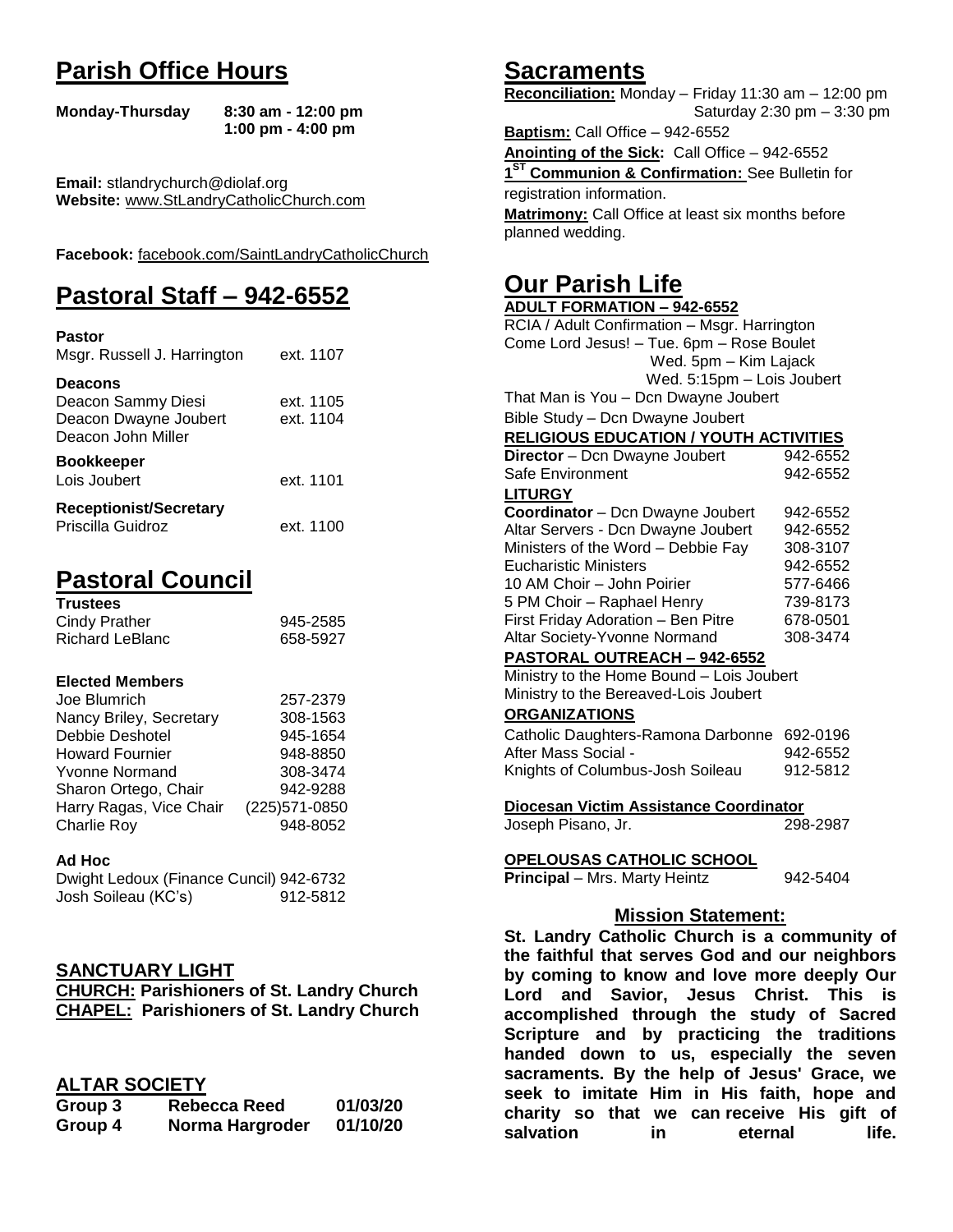# Parish Office Hours

**Monday-Thursday** **8:30 am - 12:00 pm**
**1:00 pm - 4:00 pm**

**Email:** stlandrychurch@diolaf.org
**Website:** www.StLandryCatholicChurch.com

**Facebook:** facebook.com/SaintLandryCatholicChurch

# Pastoral Staff – 942-6552

**Pastor**

| | |
|---|---|
| Msgr. Russell J. Harrington | ext. 1107 |

**Deacons**

| | |
|---|---|
| Deacon Sammy Diesi | ext. 1105 |
| Deacon Dwayne Joubert | ext. 1104 |
| Deacon John Miller | |

**Bookkeeper**

| | |
|---|---|
| Lois Joubert | ext. 1101 |

**Receptionist/Secretary**

| | |
|---|---|
| Priscilla Guidroz | ext. 1100 |

# Pastoral Council

**Trustees**

| | |
|---|---|
| Cindy Prather | 945-2585 |
| Richard LeBlanc | 658-5927 |

**Elected Members**

| | |
|---|---|
| Joe Blumrich | 257-2379 |
| Nancy Briley, Secretary | 308-1563 |
| Debbie Deshotel | 945-1654 |
| Howard Fournier | 948-8850 |
| Yvonne Normand | 308-3474 |
| Sharon Ortego, Chair | 942-9288 |
| Harry Ragas, Vice Chair | (225)571-0850 |
| Charlie Roy | 948-8052 |

**Ad Hoc**

| | |
|---|---|
| Dwight Ledoux (Finance Cuncil) | 942-6732 |
| Josh Soileau (KC's) | 912-5812 |

## SANCTUARY LIGHT

**CHURCH: Parishioners of St. Landry Church**
**CHAPEL: Parishioners of St. Landry Church**

## ALTAR SOCIETY

| | | |
|---|---|---|
| **Group 3** | **Rebecca Reed** | **01/03/20** |
| **Group 4** | **Norma Hargroder** | **01/10/20** |

# Sacraments

**Reconciliation:** Monday – Friday 11:30 am – 12:00 pm
Saturday 2:30 pm – 3:30 pm

**Baptism:** Call Office – 942-6552

**Anointing of the Sick:** Call Office – 942-6552

**1ST Communion & Confirmation:** See Bulletin for registration information.

**Matrimony:** Call Office at least six months before planned wedding.

# Our Parish Life

**ADULT FORMATION – 942-6552**

RCIA / Adult Confirmation – Msgr. Harrington
Come Lord Jesus! – Tue. 6pm – Rose Boulet
Wed. 5pm – Kim Lajack
Wed. 5:15pm – Lois Joubert
That Man is You – Dcn Dwayne Joubert
Bible Study – Dcn Dwayne Joubert

**RELIGIOUS EDUCATION / YOUTH ACTIVITIES**

| | |
|---|---|
| **Director** – Dcn Dwayne Joubert | 942-6552 |
| Safe Environment | 942-6552 |

**LITURGY**

| | |
|---|---|
| **Coordinator** – Dcn Dwayne Joubert | 942-6552 |
| Altar Servers - Dcn Dwayne Joubert | 942-6552 |
| Ministers of the Word – Debbie Fay | 308-3107 |
| Eucharistic Ministers | 942-6552 |
| 10 AM Choir – John Poirier | 577-6466 |
| 5 PM Choir – Raphael Henry | 739-8173 |
| First Friday Adoration – Ben Pitre | 678-0501 |
| Altar Society-Yvonne Normand | 308-3474 |

**PASTORAL OUTREACH – 942-6552**

Ministry to the Home Bound – Lois Joubert
Ministry to the Bereaved-Lois Joubert

**ORGANIZATIONS**

| | |
|---|---|
| Catholic Daughters-Ramona Darbonne | 692-0196 |
| After Mass Social - | 942-6552 |
| Knights of Columbus-Josh Soileau | 912-5812 |

**Diocesan Victim Assistance Coordinator**

| | |
|---|---|
| Joseph Pisano, Jr. | 298-2987 |

**OPELOUSAS CATHOLIC SCHOOL**

| | |
|---|---|
| **Principal** – Mrs. Marty Heintz | 942-5404 |

## Mission Statement:

**St. Landry Catholic Church is a community of the faithful that serves God and our neighbors by coming to know and love more deeply Our Lord and Savior, Jesus Christ. This is accomplished through the study of Sacred Scripture and by practicing the traditions handed down to us, especially the seven sacraments. By the help of Jesus' Grace, we seek to imitate Him in His faith, hope and charity so that we can receive His gift of salvation in eternal life.**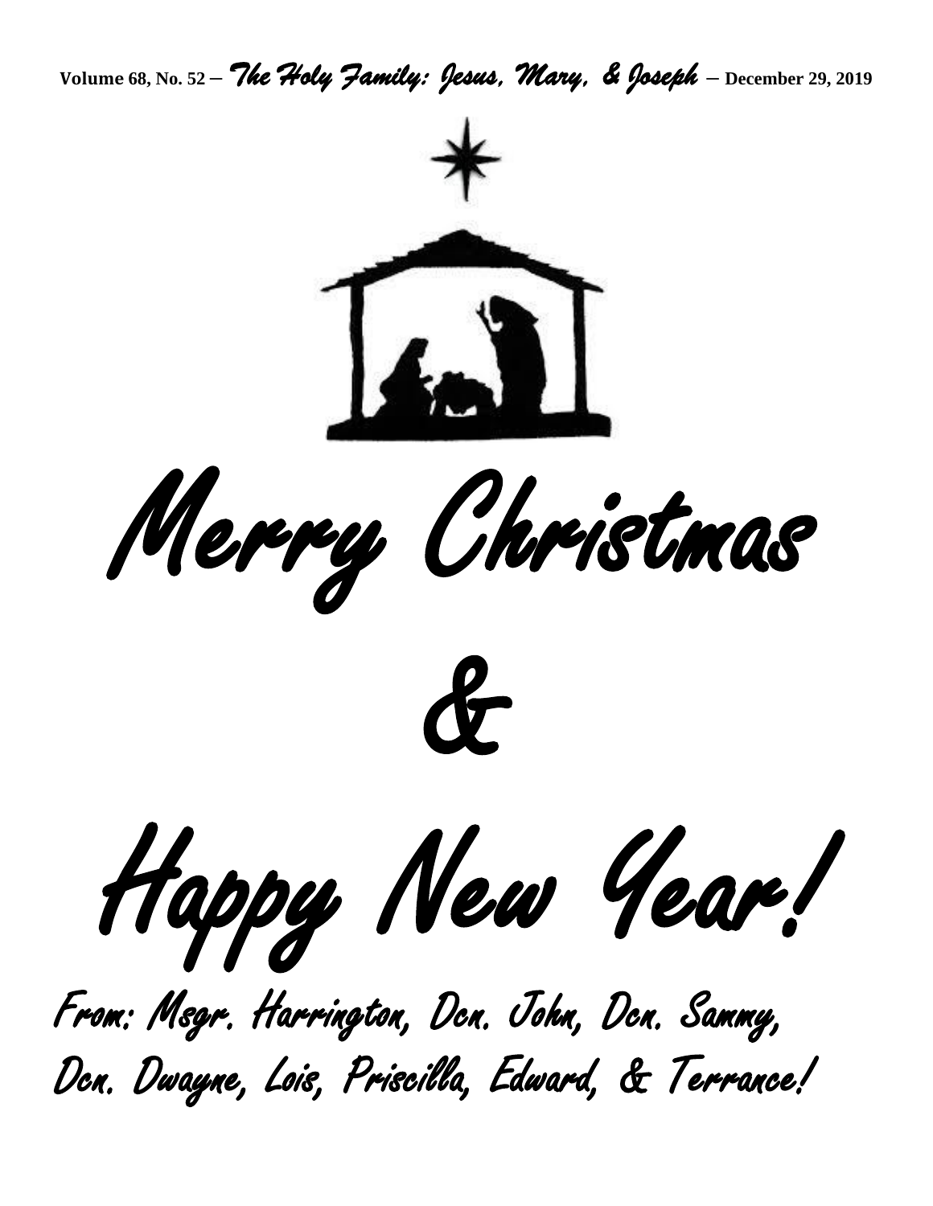Volume 68, No. 52 – *The Holy Family: Jesus, Mary, & Joseph* – December 29, 2019

# Merry Christmas

# &

# Happy New Year!

From: Msgr. Harrington, Dcn. John, Dcn. Sammy, Dcn. Dwayne, Lois, Priscilla, Edward, & Terrance!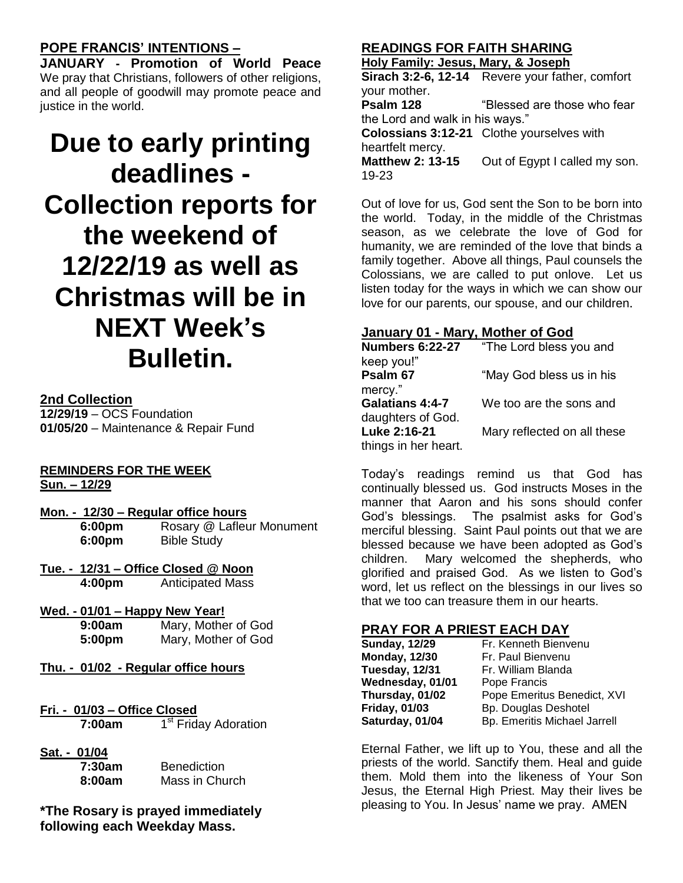## POPE FRANCIS' INTENTIONS –

**JANUARY - Promotion of World Peace** We pray that Christians, followers of other religions, and all people of goodwill may promote peace and justice in the world.

# Due to early printing deadlines - Collection reports for the weekend of 12/22/19 as well as Christmas will be in NEXT Week's Bulletin.

## 2nd Collection

**12/29/19** – OCS Foundation
**01/05/20** – Maintenance & Repair Fund

## REMINDERS FOR THE WEEK

**Sun. – 12/29**

**Mon. - 12/30 – Regular office hours**
**6:00pm** Rosary @ Lafleur Monument
**6:00pm** Bible Study

**Tue. - 12/31 – Office Closed @ Noon**
**4:00pm** Anticipated Mass

**Wed. - 01/01 – Happy New Year!**
**9:00am** Mary, Mother of God
**5:00pm** Mary, Mother of God

**Thu. - 01/02 - Regular office hours**

**Fri. - 01/03 – Office Closed**
**7:00am** 1st Friday Adoration

**Sat. - 01/04**
**7:30am** Benediction
**8:00am** Mass in Church

**\*The Rosary is prayed immediately following each Weekday Mass.**

## READINGS FOR FAITH SHARING

**Holy Family: Jesus, Mary, & Joseph**

**Sirach 3:2-6, 12-14** Revere your father, comfort your mother.
**Psalm 128** "Blessed are those who fear the Lord and walk in his ways."
**Colossians 3:12-21** Clothe yourselves with heartfelt mercy.
**Matthew 2: 13-15 19-23** Out of Egypt I called my son.

Out of love for us, God sent the Son to be born into the world. Today, in the middle of the Christmas season, as we celebrate the love of God for humanity, we are reminded of the love that binds a family together. Above all things, Paul counsels the Colossians, we are called to put onlove. Let us listen today for the ways in which we can show our love for our parents, our spouse, and our children.

## January 01 - Mary, Mother of God

**Numbers 6:22-27** "The Lord bless you and keep you!"
**Psalm 67** "May God bless us in his mercy."
**Galatians 4:4-7** We too are the sons and daughters of God.
**Luke 2:16-21** Mary reflected on all these things in her heart.

Today's readings remind us that God has continually blessed us. God instructs Moses in the manner that Aaron and his sons should confer God's blessings. The psalmist asks for God's merciful blessing. Saint Paul points out that we are blessed because we have been adopted as God's children. Mary welcomed the shepherds, who glorified and praised God. As we listen to God's word, let us reflect on the blessings in our lives so that we too can treasure them in our hearts.

## PRAY FOR A PRIEST EACH DAY

| | |
|---|---|
| **Sunday, 12/29** | Fr. Kenneth Bienvenu |
| **Monday, 12/30** | Fr. Paul Bienvenu |
| **Tuesday, 12/31** | Fr. William Blanda |
| **Wednesday, 01/01** | Pope Francis |
| **Thursday, 01/02** | Pope Emeritus Benedict, XVI |
| **Friday, 01/03** | Bp. Douglas Deshotel |
| **Saturday, 01/04** | Bp. Emeritis Michael Jarrell |

Eternal Father, we lift up to You, these and all the priests of the world. Sanctify them. Heal and guide them. Mold them into the likeness of Your Son Jesus, the Eternal High Priest. May their lives be pleasing to You. In Jesus' name we pray. AMEN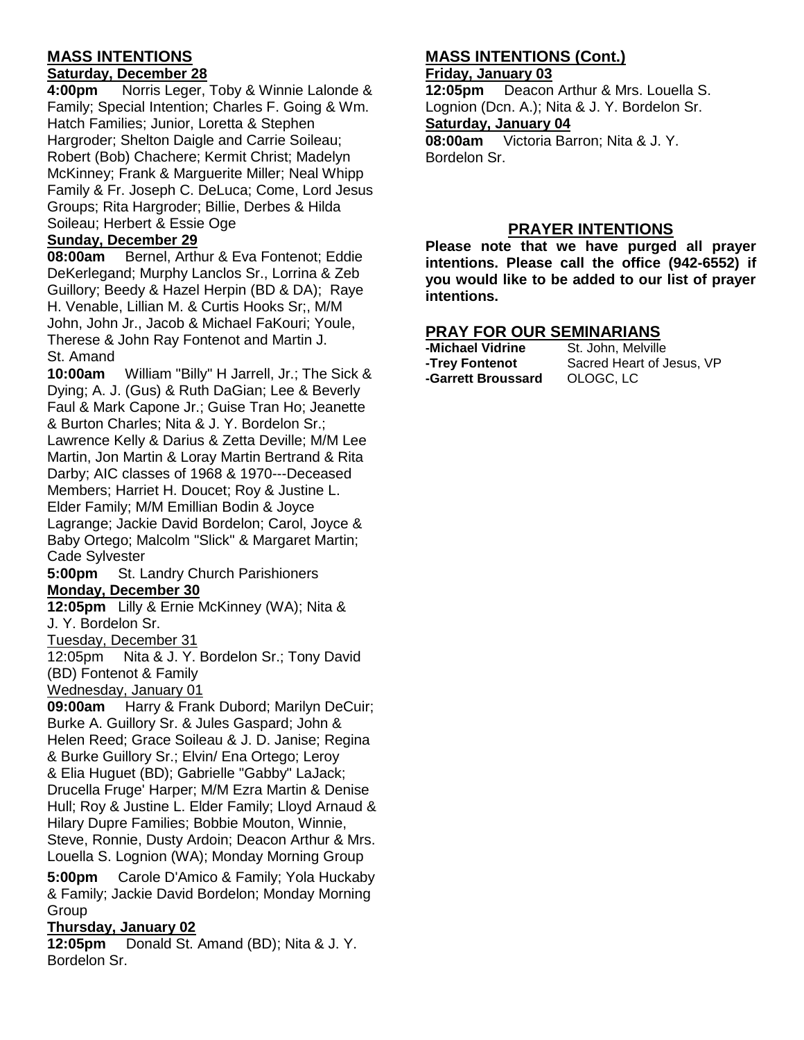## MASS INTENTIONS

**Saturday, December 28**

**4:00pm** Norris Leger, Toby & Winnie Lalonde & Family; Special Intention; Charles F. Going & Wm. Hatch Families; Junior, Loretta & Stephen Hargroder; Shelton Daigle and Carrie Soileau; Robert (Bob) Chachere; Kermit Christ; Madelyn McKinney; Frank & Marguerite Miller; Neal Whipp Family & Fr. Joseph C. DeLuca; Come, Lord Jesus Groups; Rita Hargroder; Billie, Derbes & Hilda Soileau; Herbert & Essie Oge

**Sunday, December 29**

**08:00am** Bernel, Arthur & Eva Fontenot; Eddie DeKerlegand; Murphy Lanclos Sr., Lorrina & Zeb Guillory; Beedy & Hazel Herpin (BD & DA); Raye H. Venable, Lillian M. & Curtis Hooks Sr;, M/M John, John Jr., Jacob & Michael FaKouri; Youle, Therese & John Ray Fontenot and Martin J. St. Amand

**10:00am** William "Billy" H Jarrell, Jr.; The Sick & Dying; A. J. (Gus) & Ruth DaGian; Lee & Beverly Faul & Mark Capone Jr.; Guise Tran Ho; Jeanette & Burton Charles; Nita & J. Y. Bordelon Sr.; Lawrence Kelly & Darius & Zetta Deville; M/M Lee Martin, Jon Martin & Loray Martin Bertrand & Rita Darby; AIC classes of 1968 & 1970---Deceased Members; Harriet H. Doucet; Roy & Justine L. Elder Family; M/M Emillian Bodin & Joyce Lagrange; Jackie David Bordelon; Carol, Joyce & Baby Ortego; Malcolm "Slick" & Margaret Martin; Cade Sylvester

**5:00pm** St. Landry Church Parishioners

**Monday, December 30**

**12:05pm** Lilly & Ernie McKinney (WA); Nita & J. Y. Bordelon Sr.

Tuesday, December 31

12:05pm Nita & J. Y. Bordelon Sr.; Tony David (BD) Fontenot & Family

Wednesday, January 01

**09:00am** Harry & Frank Dubord; Marilyn DeCuir; Burke A. Guillory Sr. & Jules Gaspard; John & Helen Reed; Grace Soileau & J. D. Janise; Regina & Burke Guillory Sr.; Elvin/ Ena Ortego; Leroy & Elia Huguet (BD); Gabrielle "Gabby" LaJack; Drucella Fruge' Harper; M/M Ezra Martin & Denise Hull; Roy & Justine L. Elder Family; Lloyd Arnaud & Hilary Dupre Families; Bobbie Mouton, Winnie, Steve, Ronnie, Dusty Ardoin; Deacon Arthur & Mrs. Louella S. Lognion (WA); Monday Morning Group

**5:00pm** Carole D'Amico & Family; Yola Huckaby & Family; Jackie David Bordelon; Monday Morning Group

**Thursday, January 02**

**12:05pm** Donald St. Amand (BD); Nita & J. Y. Bordelon Sr.

## MASS INTENTIONS (Cont.)

**Friday, January 03**

**12:05pm** Deacon Arthur & Mrs. Louella S. Lognion (Dcn. A.); Nita & J. Y. Bordelon Sr.

**Saturday, January 04**

**08:00am** Victoria Barron; Nita & J. Y. Bordelon Sr.

## PRAYER INTENTIONS

**Please note that we have purged all prayer intentions. Please call the office (942-6552) if you would like to be added to our list of prayer intentions.**

## PRAY FOR OUR SEMINARIANS

| | |
|---|---|
| **-Michael Vidrine** | St. John, Melville |
| **-Trey Fontenot** | Sacred Heart of Jesus, VP |
| **-Garrett Broussard** | OLOGC, LC |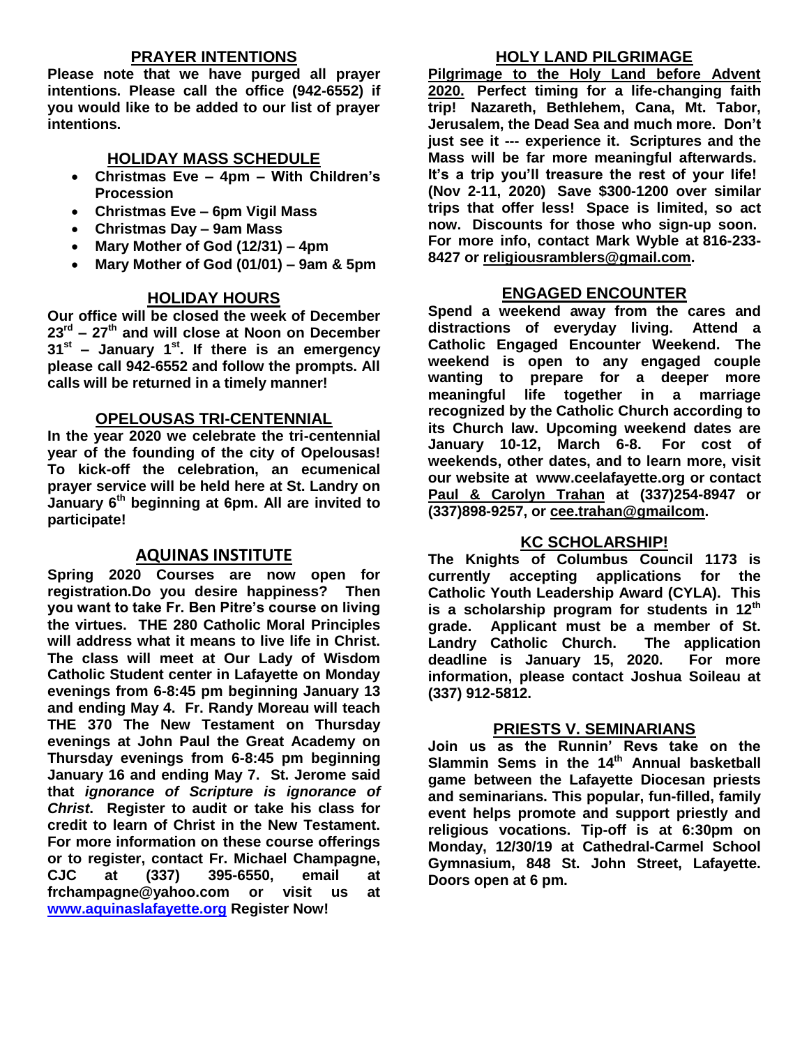## PRAYER INTENTIONS

**Please note that we have purged all prayer intentions. Please call the office (942-6552) if you would like to be added to our list of prayer intentions.**

## HOLIDAY MASS SCHEDULE

- **Christmas Eve – 4pm – With Children's Procession**
- **Christmas Eve – 6pm Vigil Mass**
- **Christmas Day – 9am Mass**
- **Mary Mother of God (12/31) – 4pm**
- **Mary Mother of God (01/01) – 9am & 5pm**

## HOLIDAY HOURS

**Our office will be closed the week of December 23rd – 27th and will close at Noon on December 31st – January 1st. If there is an emergency please call 942-6552 and follow the prompts. All calls will be returned in a timely manner!**

## OPELOUSAS TRI-CENTENNIAL

**In the year 2020 we celebrate the tri-centennial year of the founding of the city of Opelousas! To kick-off the celebration, an ecumenical prayer service will be held here at St. Landry on January 6th beginning at 6pm. All are invited to participate!**

## AQUINAS INSTITUTE

**Spring 2020 Courses are now open for registration.Do you desire happiness? Then you want to take Fr. Ben Pitre's course on living the virtues. THE 280 Catholic Moral Principles will address what it means to live life in Christ. The class will meet at Our Lady of Wisdom Catholic Student center in Lafayette on Monday evenings from 6-8:45 pm beginning January 13 and ending May 4. Fr. Randy Moreau will teach THE 370 The New Testament on Thursday evenings at John Paul the Great Academy on Thursday evenings from 6-8:45 pm beginning January 16 and ending May 7. St. Jerome said that *ignorance of Scripture is ignorance of Christ*. Register to audit or take his class for credit to learn of Christ in the New Testament. For more information on these course offerings or to register, contact Fr. Michael Champagne, CJC at (337) 395-6550, email at frchampagne@yahoo.com or visit us at www.aquinaslafayette.org Register Now!**

## HOLY LAND PILGRIMAGE

**Pilgrimage to the Holy Land before Advent 2020. Perfect timing for a life-changing faith trip! Nazareth, Bethlehem, Cana, Mt. Tabor, Jerusalem, the Dead Sea and much more. Don't just see it --- experience it. Scriptures and the Mass will be far more meaningful afterwards. It's a trip you'll treasure the rest of your life! (Nov 2-11, 2020) Save $300-1200 over similar trips that offer less! Space is limited, so act now. Discounts for those who sign-up soon. For more info, contact Mark Wyble at 816-233-8427 or religiousramblers@gmail.com.**

## ENGAGED ENCOUNTER

**Spend a weekend away from the cares and distractions of everyday living. Attend a Catholic Engaged Encounter Weekend. The weekend is open to any engaged couple wanting to prepare for a deeper more meaningful life together in a marriage recognized by the Catholic Church according to its Church law. Upcoming weekend dates are January 10-12, March 6-8. For cost of weekends, other dates, and to learn more, visit our website at www.ceelafayette.org or contact Paul & Carolyn Trahan at (337)254-8947 or (337)898-9257, or cee.trahan@gmailcom.**

## KC SCHOLARSHIP!

**The Knights of Columbus Council 1173 is currently accepting applications for the Catholic Youth Leadership Award (CYLA). This is a scholarship program for students in 12th grade. Applicant must be a member of St. Landry Catholic Church. The application deadline is January 15, 2020. For more information, please contact Joshua Soileau at (337) 912-5812.**

## PRIESTS V. SEMINARIANS

**Join us as the Runnin' Revs take on the Slammin Sems in the 14th Annual basketball game between the Lafayette Diocesan priests and seminarians. This popular, fun-filled, family event helps promote and support priestly and religious vocations. Tip-off is at 6:30pm on Monday, 12/30/19 at Cathedral-Carmel School Gymnasium, 848 St. John Street, Lafayette. Doors open at 6 pm.**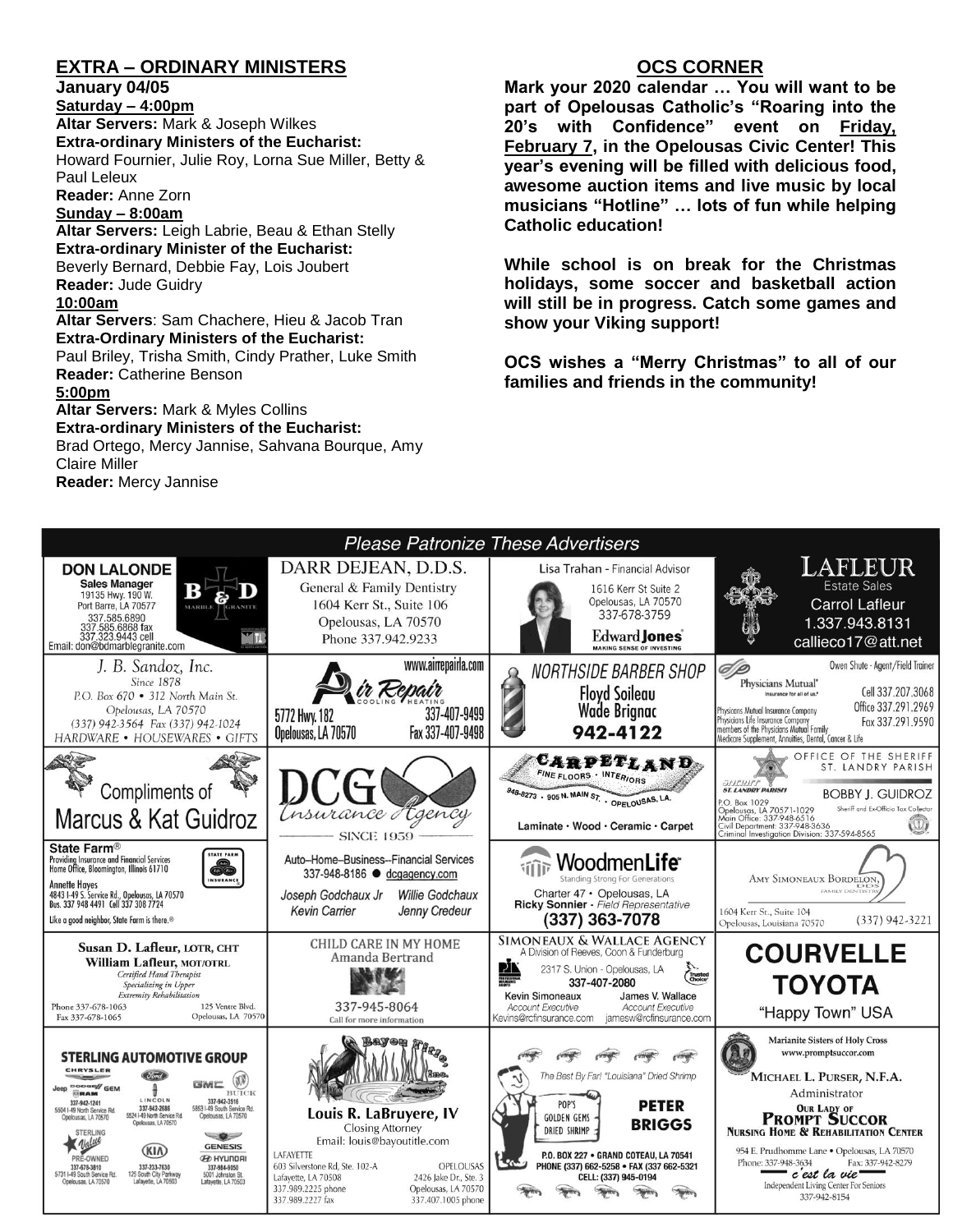## EXTRA – ORDINARY MINISTERS

**January 04/05**

**Saturday – 4:00pm**

**Altar Servers:** Mark & Joseph Wilkes
**Extra-ordinary Ministers of the Eucharist:**
Howard Fournier, Julie Roy, Lorna Sue Miller, Betty & Paul Leleux
**Reader:** Anne Zorn

**Sunday – 8:00am**

**Altar Servers:** Leigh Labrie, Beau & Ethan Stelly
**Extra-ordinary Minister of the Eucharist:**
Beverly Bernard, Debbie Fay, Lois Joubert
**Reader:** Jude Guidry

**10:00am**

**Altar Servers**: Sam Chachere, Hieu & Jacob Tran
**Extra-Ordinary Ministers of the Eucharist:**
Paul Briley, Trisha Smith, Cindy Prather, Luke Smith
**Reader:** Catherine Benson

**5:00pm**

**Altar Servers:** Mark & Myles Collins
**Extra-ordinary Ministers of the Eucharist:**
Brad Ortego, Mercy Jannise, Sahvana Bourque, Amy Claire Miller
**Reader:** Mercy Jannise

## OCS CORNER

**Mark your 2020 calendar … You will want to be part of Opelousas Catholic's "Roaring into the 20's with Confidence" event on Friday, February 7, in the Opelousas Civic Center! This year's evening will be filled with delicious food, awesome auction items and live music by local musicians "Hotline" … lots of fun while helping Catholic education!**

**While school is on break for the Christmas holidays, some soccer and basketball action will still be in progress. Catch some games and show your Viking support!**

**OCS wishes a "Merry Christmas" to all of our families and friends in the community!**

## Please Patronize These Advertisers

**DON LALONDE** Sales Manager, 19135 Hwy. 190 W., Port Barre, LA 70577, 337.585.6890, 337.585.6868 fax, 337.323.9443 cell, Email: don@bdmarblegranite.com — B & D Marble Granite

**DARR DEJEAN, D.D.S.** General & Family Dentistry, 1604 Kerr St., Suite 106, Opelousas, LA 70570, Phone 337.942.9233

**Lisa Trahan** - Financial Advisor, 1616 Kerr St Suite 2, Opelousas, LA 70570, 337-678-3759 — Edward Jones, Making Sense of Investing

**LAFLEUR** Estate Sales, Carrol Lafleur, 1.337.943.8131, callieco17@att.net

**J. B. Sandoz, Inc.** Since 1878, P.O. Box 670 • 312 North Main St., Opelousas, LA 70570, (337) 942-3564 Fax (337) 942-1024, HARDWARE • HOUSEWARES • GIFTS

**Air Repair** Cooling Heating, www.airrepairla.com, 5772 Hwy. 182, Opelousas, LA 70570, 337-407-9499, Fax 337-407-9498

**NORTHSIDE BARBER SHOP** Floyd Soileau, Wade Brignac, 942-4122

**Physicians Mutual** Insurance for all of us. Owen Shute - Agent/Field Trainer, Cell 337.207.3068, Office 337.291.2969, Fax 337.291.9590. Physicians Mutual Insurance Company, Physicians Life Insurance Company, members of the Physicians Mutual Family. Medicare Supplement, Annuities, Dental, Cancer & Life

**Compliments of Marcus & Kat Guidroz**

**DCG Insurance Agency** Since 1959. Auto–Home–Business–Financial Services, 337-948-8186 ● dcgagency.com. Joseph Godchaux Jr, Willie Godchaux, Kevin Carrier, Jenny Credeur

**CARPETLAND** Fine Floors • Interiors, 948-8273 • 905 N. Main St. • Opelousas, LA. Laminate • Wood • Ceramic • Carpet

**OFFICE OF THE SHERIFF** St. Landry Parish, BOBBY J. GUIDROZ, Sheriff and Ex-Officio Tax Collector. P.O. Box 1029, Opelousas, LA 70571-1029, Main Office: 337-948-6516, Civil Department: 337-948-3636, Criminal Investigation Division: 337-594-8565

**State Farm®** Providing Insurance and Financial Services, Home Office, Bloomington, Illinois 61710. Annette Hayes, 4843 I-49 S. Service Rd., Opelousas, LA 70570, Bus. 337 948 4491 Cell 337 308 7724. Like a good neighbor, State Farm is there.®

**WoodmenLife** Standing Strong For Generations. Charter 47 • Opelousas, LA, Ricky Sonnier - Field Representative, (337) 363-7078

**Amy Simoneaux Bordelon, DDS** Family Dentistry, 1604 Kerr St., Suite 104, Opelousas, Louisiana 70570, (337) 942-3221

**Susan D. Lafleur, LOTR, CHT; William Lafleur, MOT/OTRL** Certified Hand Therapist, Specializing in Upper Extremity Rehabilitation. Phone 337-678-1063, Fax 337-678-1065, 125 Ventre Blvd., Opelousas, LA 70570

**CHILD CARE IN MY HOME** Amanda Bertrand, 337-945-8064, Call for more information

**SIMONEAUX & WALLACE AGENCY** A Division of Reeves, Coon & Funderburg, 2317 S. Union - Opelousas, LA, 337-407-2080. Kevin Simoneaux, Account Executive, Kevins@rcfinsurance.com; James V. Wallace, Account Executive, jamesw@rcfinsurance.com

**COURVELLE TOYOTA** "Happy Town" USA

**STERLING AUTOMOTIVE GROUP** Chrysler Jeep Dodge Ram: 337-942-1241, 5504 I-49 North Service Rd., Opelousas, LA 70570. Ford Lincoln: 337-942-2686, 5524 I-49 North Service Rd., Opelousas, LA 70570. GMC Buick: 337-942-3516, 5853 I-49 South Service Rd., Opelousas, LA 70570. Sterling Value Pre-Owned: 337-678-3810, 5731 I-49 South Service Rd., Opelousas, LA 70570. Kia: 337-233-7630, 125 South City Parkway, Lafayette, LA 70503. Genesis Hyundai: 337-984-9050, 5001 Johnston St., Lafayette, LA 70503

**Bayou Title, Inc.** Louis R. LaBruyere, IV, Closing Attorney, Email: louis@bayoutitle.com. Lafayette: 603 Silverstone Rd, Ste. 102-A, Lafayette, LA 70508, 337.989.2225 phone, 337.989.2227 fax. Opelousas: 2426 Jake Dr., Ste. 3, Opelousas, LA 70570, 337.407.1005 phone

**Pop's Golden Gems Dried Shrimp** The Best By Far! "Louisiana" Dried Shrimp. PETER BRIGGS, P.O. Box 227 • Grand Coteau, LA 70541, Phone (337) 662-5258 • Fax (337) 662-5321, Cell: (337) 945-0194

**Marianite Sisters of Holy Cross** www.promptsuccor.com. Michael L. Purser, N.F.A., Administrator. Our Lady of Prompt Succor Nursing Home & Rehabilitation Center, 954 E. Prudhomme Lane • Opelousas, LA 70570, Phone: 337-948-3634, Fax: 337-942-8279. C'est la vie — Independent Living Center For Seniors, 337-942-8154